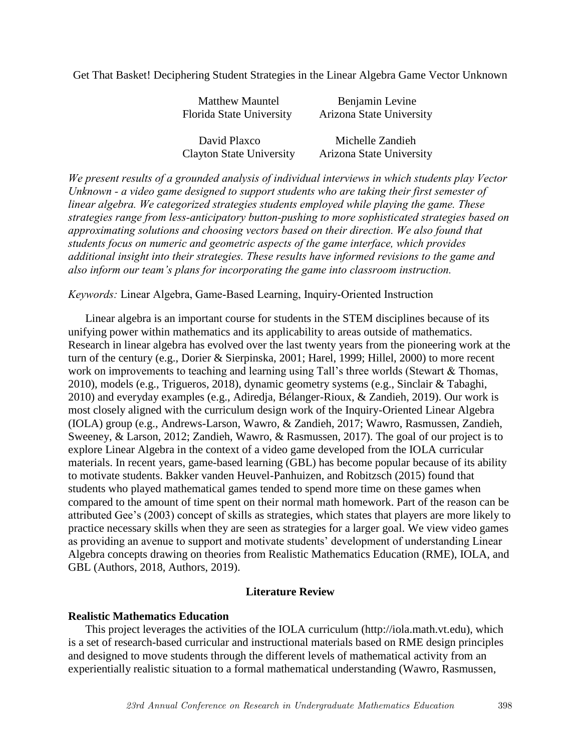# Get That Basket! Deciphering Student Strategies in the Linear Algebra Game Vector Unknown

| | |
|---|---|
| Matthew Mauntel<br>Florida State University | Benjamin Levine<br>Arizona State University |
| David Plaxco<br>Clayton State University | Michelle Zandieh<br>Arizona State University |

*We present results of a grounded analysis of individual interviews in which students play Vector Unknown - a video game designed to support students who are taking their first semester of linear algebra. We categorized strategies students employed while playing the game. These strategies range from less-anticipatory button-pushing to more sophisticated strategies based on approximating solutions and choosing vectors based on their direction. We also found that students focus on numeric and geometric aspects of the game interface, which provides additional insight into their strategies. These results have informed revisions to the game and also inform our team's plans for incorporating the game into classroom instruction.*

*Keywords:* Linear Algebra, Game-Based Learning, Inquiry-Oriented Instruction

Linear algebra is an important course for students in the STEM disciplines because of its unifying power within mathematics and its applicability to areas outside of mathematics. Research in linear algebra has evolved over the last twenty years from the pioneering work at the turn of the century (e.g., Dorier & Sierpinska, 2001; Harel, 1999; Hillel, 2000) to more recent work on improvements to teaching and learning using Tall's three worlds (Stewart & Thomas, 2010), models (e.g., Trigueros, 2018), dynamic geometry systems (e.g., Sinclair & Tabaghi, 2010) and everyday examples (e.g., Adiredja, Bélanger-Rioux, & Zandieh, 2019). Our work is most closely aligned with the curriculum design work of the Inquiry-Oriented Linear Algebra (IOLA) group (e.g., Andrews-Larson, Wawro, & Zandieh, 2017; Wawro, Rasmussen, Zandieh, Sweeney, & Larson, 2012; Zandieh, Wawro, & Rasmussen, 2017). The goal of our project is to explore Linear Algebra in the context of a video game developed from the IOLA curricular materials. In recent years, game-based learning (GBL) has become popular because of its ability to motivate students. Bakker vanden Heuvel-Panhuizen, and Robitzsch (2015) found that students who played mathematical games tended to spend more time on these games when compared to the amount of time spent on their normal math homework. Part of the reason can be attributed Gee's (2003) concept of skills as strategies, which states that players are more likely to practice necessary skills when they are seen as strategies for a larger goal. We view video games as providing an avenue to support and motivate students' development of understanding Linear Algebra concepts drawing on theories from Realistic Mathematics Education (RME), IOLA, and GBL (Authors, 2018, Authors, 2019).

## Literature Review

### Realistic Mathematics Education

This project leverages the activities of the IOLA curriculum (http://iola.math.vt.edu), which is a set of research-based curricular and instructional materials based on RME design principles and designed to move students through the different levels of mathematical activity from an experientially realistic situation to a formal mathematical understanding (Wawro, Rasmussen,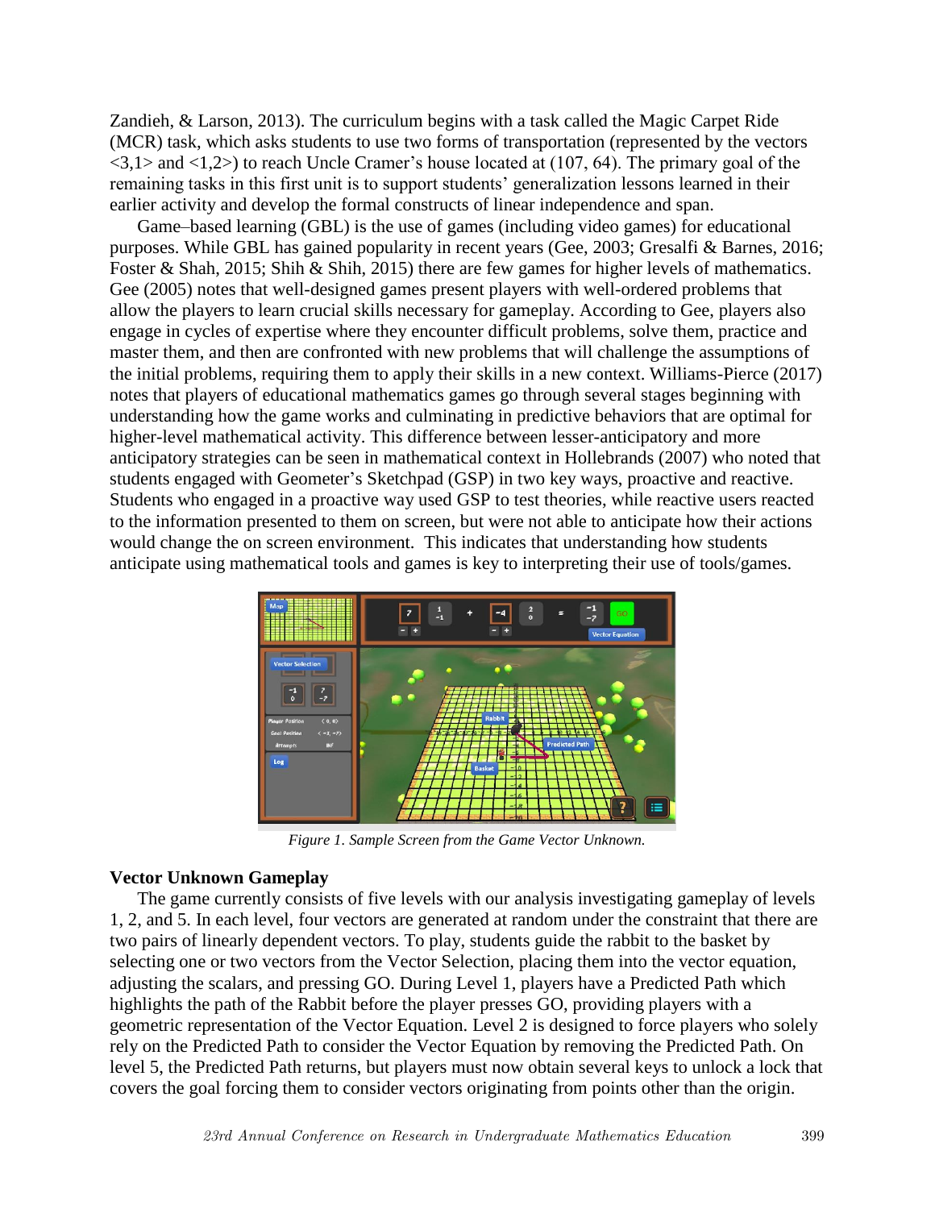Zandieh, & Larson, 2013). The curriculum begins with a task called the Magic Carpet Ride (MCR) task, which asks students to use two forms of transportation (represented by the vectors <3,1> and <1,2>) to reach Uncle Cramer's house located at (107, 64). The primary goal of the remaining tasks in this first unit is to support students' generalization lessons learned in their earlier activity and develop the formal constructs of linear independence and span.

Game–based learning (GBL) is the use of games (including video games) for educational purposes. While GBL has gained popularity in recent years (Gee, 2003; Gresalfi & Barnes, 2016; Foster & Shah, 2015; Shih & Shih, 2015) there are few games for higher levels of mathematics. Gee (2005) notes that well-designed games present players with well-ordered problems that allow the players to learn crucial skills necessary for gameplay. According to Gee, players also engage in cycles of expertise where they encounter difficult problems, solve them, practice and master them, and then are confronted with new problems that will challenge the assumptions of the initial problems, requiring them to apply their skills in a new context. Williams-Pierce (2017) notes that players of educational mathematics games go through several stages beginning with understanding how the game works and culminating in predictive behaviors that are optimal for higher-level mathematical activity. This difference between lesser-anticipatory and more anticipatory strategies can be seen in mathematical context in Hollebrands (2007) who noted that students engaged with Geometer's Sketchpad (GSP) in two key ways, proactive and reactive. Students who engaged in a proactive way used GSP to test theories, while reactive users reacted to the information presented to them on screen, but were not able to anticipate how their actions would change the on screen environment. This indicates that understanding how students anticipate using mathematical tools and games is key to interpreting their use of tools/games.

*Figure 1. Sample Screen from the Game Vector Unknown.*

## Vector Unknown Gameplay

The game currently consists of five levels with our analysis investigating gameplay of levels 1, 2, and 5. In each level, four vectors are generated at random under the constraint that there are two pairs of linearly dependent vectors. To play, students guide the rabbit to the basket by selecting one or two vectors from the Vector Selection, placing them into the vector equation, adjusting the scalars, and pressing GO. During Level 1, players have a Predicted Path which highlights the path of the Rabbit before the player presses GO, providing players with a geometric representation of the Vector Equation. Level 2 is designed to force players who solely rely on the Predicted Path to consider the Vector Equation by removing the Predicted Path. On level 5, the Predicted Path returns, but players must now obtain several keys to unlock a lock that covers the goal forcing them to consider vectors originating from points other than the origin.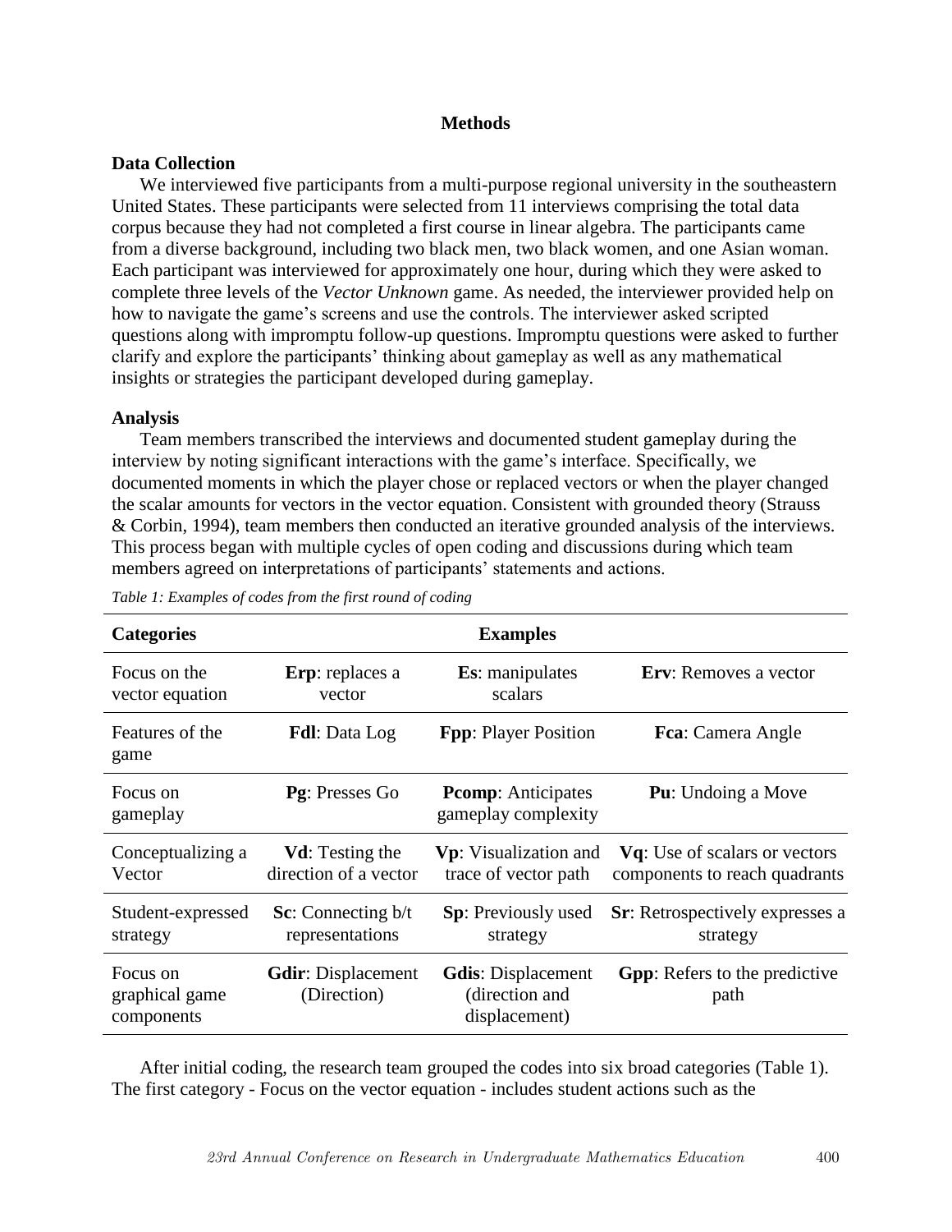## Methods

### Data Collection

We interviewed five participants from a multi-purpose regional university in the southeastern United States. These participants were selected from 11 interviews comprising the total data corpus because they had not completed a first course in linear algebra. The participants came from a diverse background, including two black men, two black women, and one Asian woman. Each participant was interviewed for approximately one hour, during which they were asked to complete three levels of the *Vector Unknown* game. As needed, the interviewer provided help on how to navigate the game's screens and use the controls. The interviewer asked scripted questions along with impromptu follow-up questions. Impromptu questions were asked to further clarify and explore the participants' thinking about gameplay as well as any mathematical insights or strategies the participant developed during gameplay.

### Analysis

Team members transcribed the interviews and documented student gameplay during the interview by noting significant interactions with the game's interface. Specifically, we documented moments in which the player chose or replaced vectors or when the player changed the scalar amounts for vectors in the vector equation. Consistent with grounded theory (Strauss & Corbin, 1994), team members then conducted an iterative grounded analysis of the interviews. This process began with multiple cycles of open coding and discussions during which team members agreed on interpretations of participants' statements and actions.

*Table 1: Examples of codes from the first round of coding*

| Categories | Examples | | |
|---|---|---|---|
| Focus on the vector equation | **Erp**: replaces a vector | **Es**: manipulates scalars | **Erv**: Removes a vector |
| Features of the game | **Fdl**: Data Log | **Fpp**: Player Position | **Fca**: Camera Angle |
| Focus on gameplay | **Pg**: Presses Go | **Pcomp**: Anticipates gameplay complexity | **Pu**: Undoing a Move |
| Conceptualizing a Vector | **Vd**: Testing the direction of a vector | **Vp**: Visualization and trace of vector path | **Vq**: Use of scalars or vectors components to reach quadrants |
| Student-expressed strategy | **Sc**: Connecting b/t representations | **Sp**: Previously used strategy | **Sr**: Retrospectively expresses a strategy |
| Focus on graphical game components | **Gdir**: Displacement (Direction) | **Gdis**: Displacement (direction and displacement) | **Gpp**: Refers to the predictive path |

After initial coding, the research team grouped the codes into six broad categories (Table 1). The first category - Focus on the vector equation - includes student actions such as the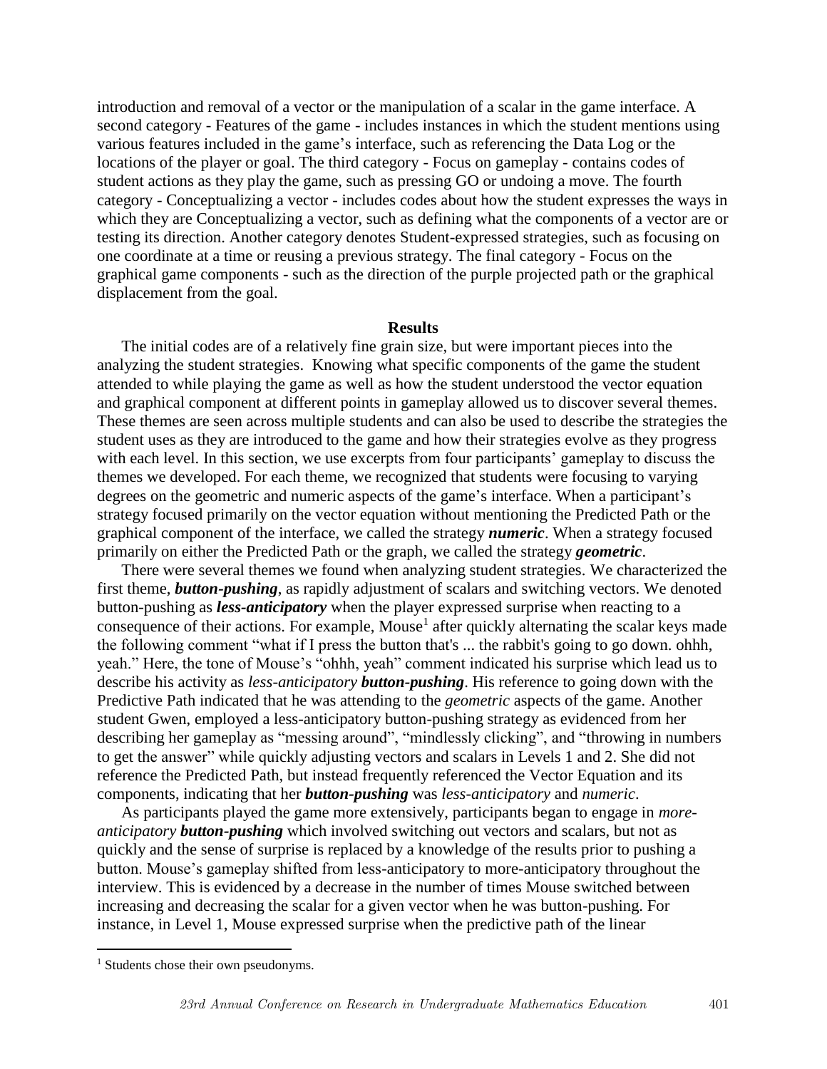introduction and removal of a vector or the manipulation of a scalar in the game interface. A second category - Features of the game - includes instances in which the student mentions using various features included in the game's interface, such as referencing the Data Log or the locations of the player or goal. The third category - Focus on gameplay - contains codes of student actions as they play the game, such as pressing GO or undoing a move. The fourth category - Conceptualizing a vector - includes codes about how the student expresses the ways in which they are Conceptualizing a vector, such as defining what the components of a vector are or testing its direction. Another category denotes Student-expressed strategies, such as focusing on one coordinate at a time or reusing a previous strategy. The final category - Focus on the graphical game components - such as the direction of the purple projected path or the graphical displacement from the goal.

## Results

The initial codes are of a relatively fine grain size, but were important pieces into the analyzing the student strategies. Knowing what specific components of the game the student attended to while playing the game as well as how the student understood the vector equation and graphical component at different points in gameplay allowed us to discover several themes. These themes are seen across multiple students and can also be used to describe the strategies the student uses as they are introduced to the game and how their strategies evolve as they progress with each level. In this section, we use excerpts from four participants' gameplay to discuss the themes we developed. For each theme, we recognized that students were focusing to varying degrees on the geometric and numeric aspects of the game's interface. When a participant's strategy focused primarily on the vector equation without mentioning the Predicted Path or the graphical component of the interface, we called the strategy ***numeric***. When a strategy focused primarily on either the Predicted Path or the graph, we called the strategy ***geometric***.

There were several themes we found when analyzing student strategies. We characterized the first theme, ***button-pushing***, as rapidly adjustment of scalars and switching vectors. We denoted button-pushing as ***less-anticipatory*** when the player expressed surprise when reacting to a consequence of their actions. For example, Mouse[1] after quickly alternating the scalar keys made the following comment "what if I press the button that's ... the rabbit's going to go down. ohhh, yeah." Here, the tone of Mouse's "ohhh, yeah" comment indicated his surprise which lead us to describe his activity as *less-anticipatory* ***button-pushing***. His reference to going down with the Predictive Path indicated that he was attending to the *geometric* aspects of the game. Another student Gwen, employed a less-anticipatory button-pushing strategy as evidenced from her describing her gameplay as "messing around", "mindlessly clicking", and "throwing in numbers to get the answer" while quickly adjusting vectors and scalars in Levels 1 and 2. She did not reference the Predicted Path, but instead frequently referenced the Vector Equation and its components, indicating that her ***button-pushing*** was *less-anticipatory* and *numeric*.

As participants played the game more extensively, participants began to engage in *more-anticipatory* ***button-pushing*** which involved switching out vectors and scalars, but not as quickly and the sense of surprise is replaced by a knowledge of the results prior to pushing a button. Mouse's gameplay shifted from less-anticipatory to more-anticipatory throughout the interview. This is evidenced by a decrease in the number of times Mouse switched between increasing and decreasing the scalar for a given vector when he was button-pushing. For instance, in Level 1, Mouse expressed surprise when the predictive path of the linear

[1] Students chose their own pseudonyms.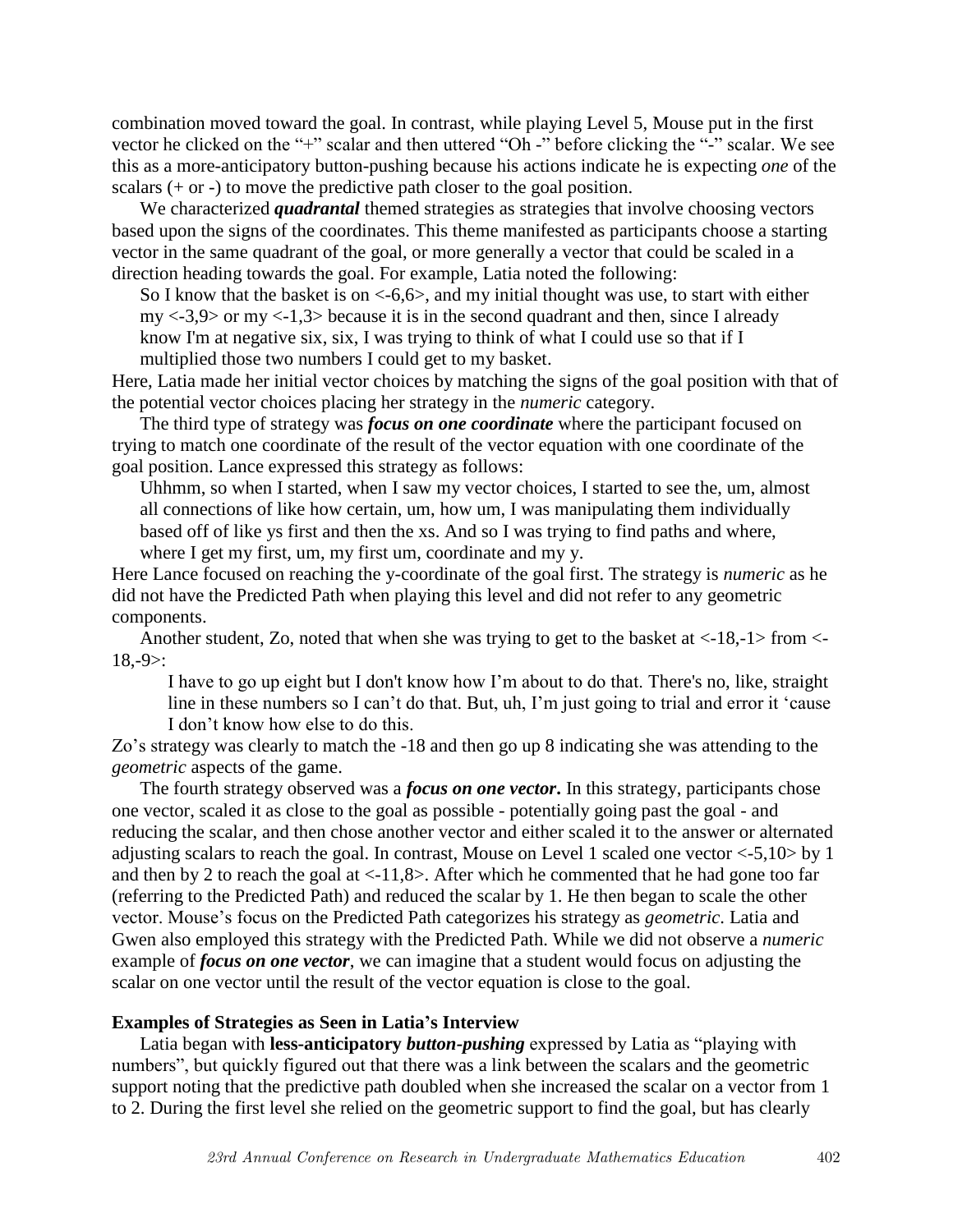combination moved toward the goal. In contrast, while playing Level 5, Mouse put in the first vector he clicked on the "+" scalar and then uttered "Oh -" before clicking the "-" scalar. We see this as a more-anticipatory button-pushing because his actions indicate he is expecting *one* of the scalars (+ or -) to move the predictive path closer to the goal position.

We characterized ***quadrantal*** themed strategies as strategies that involve choosing vectors based upon the signs of the coordinates. This theme manifested as participants choose a starting vector in the same quadrant of the goal, or more generally a vector that could be scaled in a direction heading towards the goal. For example, Latia noted the following:

> So I know that the basket is on <-6,6>, and my initial thought was use, to start with either my <-3,9> or my <-1,3> because it is in the second quadrant and then, since I already know I'm at negative six, six, I was trying to think of what I could use so that if I multiplied those two numbers I could get to my basket.

Here, Latia made her initial vector choices by matching the signs of the goal position with that of the potential vector choices placing her strategy in the *numeric* category.

The third type of strategy was ***focus on one coordinate*** where the participant focused on trying to match one coordinate of the result of the vector equation with one coordinate of the goal position. Lance expressed this strategy as follows:

> Uhhmm, so when I started, when I saw my vector choices, I started to see the, um, almost all connections of like how certain, um, how um, I was manipulating them individually based off of like ys first and then the xs. And so I was trying to find paths and where, where I get my first, um, my first um, coordinate and my y.

Here Lance focused on reaching the y-coordinate of the goal first. The strategy is *numeric* as he did not have the Predicted Path when playing this level and did not refer to any geometric components.

Another student, Zo, noted that when she was trying to get to the basket at <-18,-1> from <-18,-9>:

> I have to go up eight but I don't know how I'm about to do that. There's no, like, straight line in these numbers so I can't do that. But, uh, I'm just going to trial and error it 'cause I don't know how else to do this.

Zo's strategy was clearly to match the -18 and then go up 8 indicating she was attending to the *geometric* aspects of the game.

The fourth strategy observed was a ***focus on one vector***. In this strategy, participants chose one vector, scaled it as close to the goal as possible - potentially going past the goal - and reducing the scalar, and then chose another vector and either scaled it to the answer or alternated adjusting scalars to reach the goal. In contrast, Mouse on Level 1 scaled one vector <-5,10> by 1 and then by 2 to reach the goal at <-11,8>. After which he commented that he had gone too far (referring to the Predicted Path) and reduced the scalar by 1. He then began to scale the other vector. Mouse's focus on the Predicted Path categorizes his strategy as *geometric*. Latia and Gwen also employed this strategy with the Predicted Path. While we did not observe a *numeric* example of ***focus on one vector***, we can imagine that a student would focus on adjusting the scalar on one vector until the result of the vector equation is close to the goal.

### Examples of Strategies as Seen in Latia's Interview

Latia began with **less-anticipatory** ***button-pushing*** expressed by Latia as "playing with numbers", but quickly figured out that there was a link between the scalars and the geometric support noting that the predictive path doubled when she increased the scalar on a vector from 1 to 2. During the first level she relied on the geometric support to find the goal, but has clearly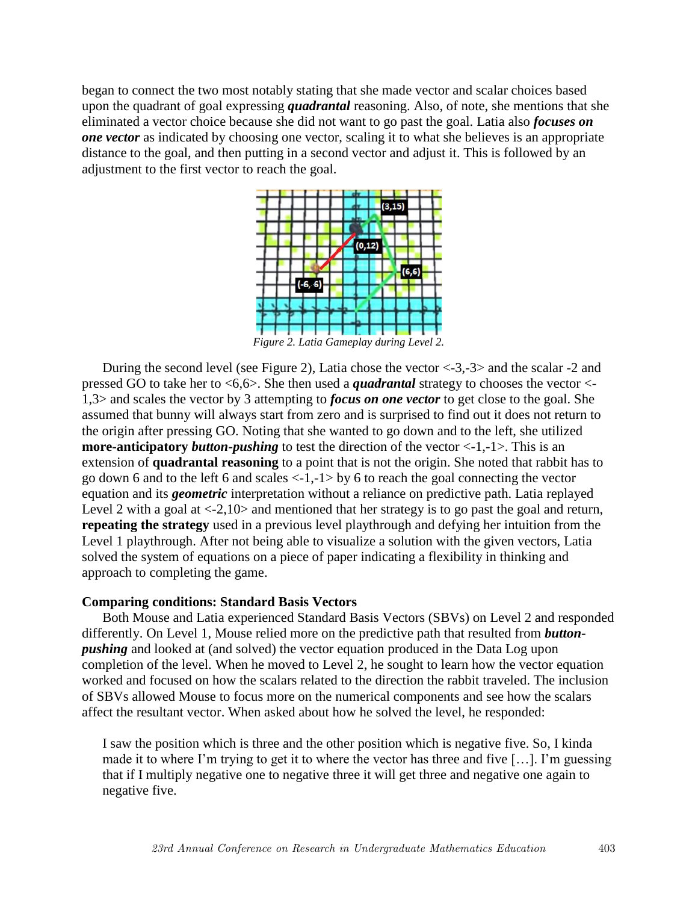began to connect the two most notably stating that she made vector and scalar choices based upon the quadrant of goal expressing ***quadrantal*** reasoning. Also, of note, she mentions that she eliminated a vector choice because she did not want to go past the goal. Latia also ***focuses on one vector*** as indicated by choosing one vector, scaling it to what she believes is an appropriate distance to the goal, and then putting in a second vector and adjust it. This is followed by an adjustment to the first vector to reach the goal.

*Figure 2. Latia Gameplay during Level 2.*

During the second level (see Figure 2), Latia chose the vector <-3,-3> and the scalar -2 and pressed GO to take her to <6,6>. She then used a ***quadrantal*** strategy to chooses the vector <-1,3> and scales the vector by 3 attempting to ***focus on one vector*** to get close to the goal. She assumed that bunny will always start from zero and is surprised to find out it does not return to the origin after pressing GO. Noting that she wanted to go down and to the left, she utilized **more-anticipatory** ***button-pushing*** to test the direction of the vector <-1,-1>. This is an extension of **quadrantal reasoning** to a point that is not the origin. She noted that rabbit has to go down 6 and to the left 6 and scales <-1,-1> by 6 to reach the goal connecting the vector equation and its ***geometric*** interpretation without a reliance on predictive path. Latia replayed Level 2 with a goal at <-2,10> and mentioned that her strategy is to go past the goal and return, **repeating the strategy** used in a previous level playthrough and defying her intuition from the Level 1 playthrough. After not being able to visualize a solution with the given vectors, Latia solved the system of equations on a piece of paper indicating a flexibility in thinking and approach to completing the game.

**Comparing conditions: Standard Basis Vectors**

Both Mouse and Latia experienced Standard Basis Vectors (SBVs) on Level 2 and responded differently. On Level 1, Mouse relied more on the predictive path that resulted from ***button-pushing*** and looked at (and solved) the vector equation produced in the Data Log upon completion of the level. When he moved to Level 2, he sought to learn how the vector equation worked and focused on how the scalars related to the direction the rabbit traveled. The inclusion of SBVs allowed Mouse to focus more on the numerical components and see how the scalars affect the resultant vector. When asked about how he solved the level, he responded:

> I saw the position which is three and the other position which is negative five. So, I kinda made it to where I'm trying to get it to where the vector has three and five […]. I'm guessing that if I multiply negative one to negative three it will get three and negative one again to negative five.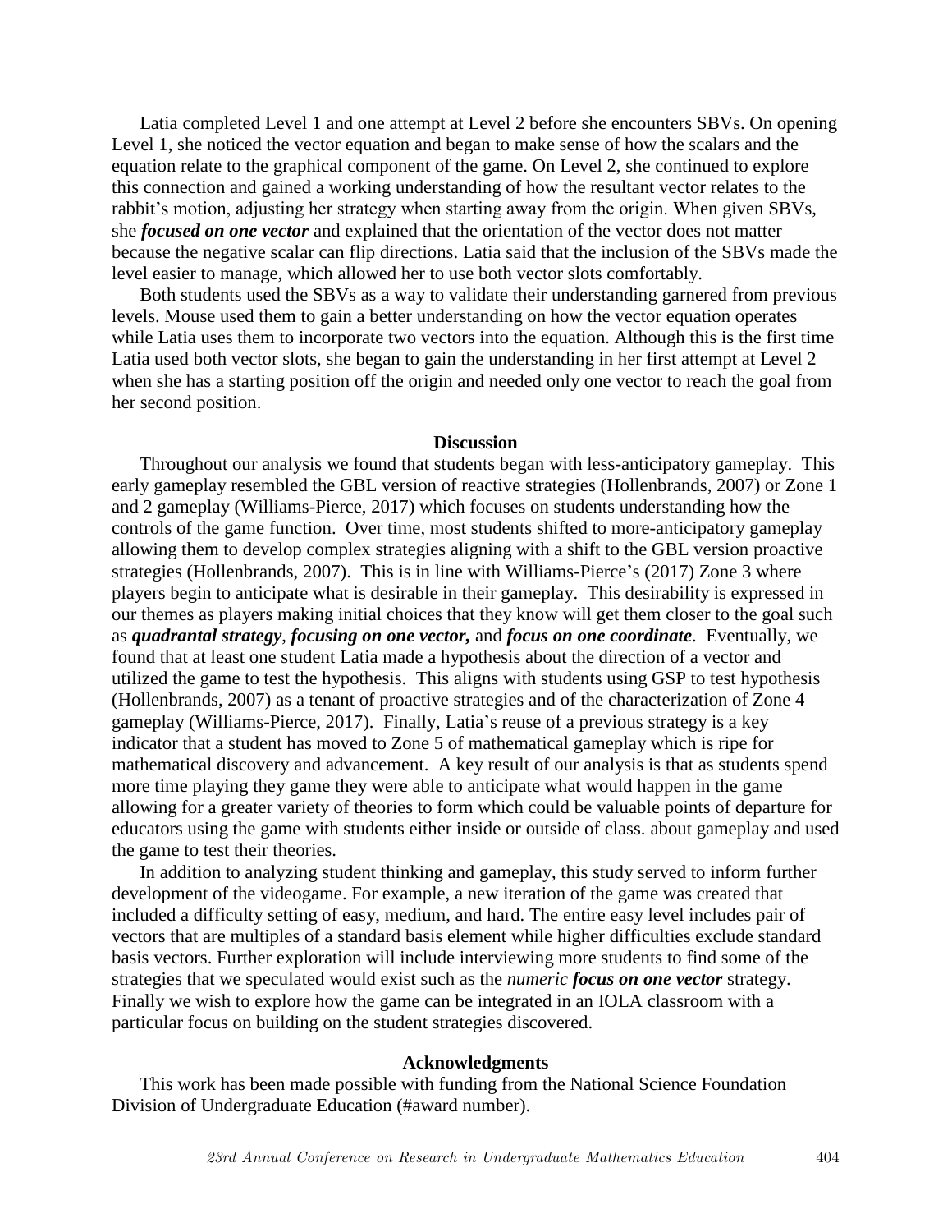Latia completed Level 1 and one attempt at Level 2 before she encounters SBVs. On opening Level 1, she noticed the vector equation and began to make sense of how the scalars and the equation relate to the graphical component of the game. On Level 2, she continued to explore this connection and gained a working understanding of how the resultant vector relates to the rabbit's motion, adjusting her strategy when starting away from the origin. When given SBVs, she ***focused on one vector*** and explained that the orientation of the vector does not matter because the negative scalar can flip directions. Latia said that the inclusion of the SBVs made the level easier to manage, which allowed her to use both vector slots comfortably.

Both students used the SBVs as a way to validate their understanding garnered from previous levels. Mouse used them to gain a better understanding on how the vector equation operates while Latia uses them to incorporate two vectors into the equation. Although this is the first time Latia used both vector slots, she began to gain the understanding in her first attempt at Level 2 when she has a starting position off the origin and needed only one vector to reach the goal from her second position.

## Discussion

Throughout our analysis we found that students began with less-anticipatory gameplay. This early gameplay resembled the GBL version of reactive strategies (Hollenbrands, 2007) or Zone 1 and 2 gameplay (Williams-Pierce, 2017) which focuses on students understanding how the controls of the game function. Over time, most students shifted to more-anticipatory gameplay allowing them to develop complex strategies aligning with a shift to the GBL version proactive strategies (Hollenbrands, 2007). This is in line with Williams-Pierce's (2017) Zone 3 where players begin to anticipate what is desirable in their gameplay. This desirability is expressed in our themes as players making initial choices that they know will get them closer to the goal such as ***quadrantal strategy***, ***focusing on one vector,*** and ***focus on one coordinate***. Eventually, we found that at least one student Latia made a hypothesis about the direction of a vector and utilized the game to test the hypothesis. This aligns with students using GSP to test hypothesis (Hollenbrands, 2007) as a tenant of proactive strategies and of the characterization of Zone 4 gameplay (Williams-Pierce, 2017). Finally, Latia's reuse of a previous strategy is a key indicator that a student has moved to Zone 5 of mathematical gameplay which is ripe for mathematical discovery and advancement. A key result of our analysis is that as students spend more time playing they game they were able to anticipate what would happen in the game allowing for a greater variety of theories to form which could be valuable points of departure for educators using the game with students either inside or outside of class. about gameplay and used the game to test their theories.

In addition to analyzing student thinking and gameplay, this study served to inform further development of the videogame. For example, a new iteration of the game was created that included a difficulty setting of easy, medium, and hard. The entire easy level includes pair of vectors that are multiples of a standard basis element while higher difficulties exclude standard basis vectors. Further exploration will include interviewing more students to find some of the strategies that we speculated would exist such as the *numeric* ***focus on one vector*** strategy. Finally we wish to explore how the game can be integrated in an IOLA classroom with a particular focus on building on the student strategies discovered.

## Acknowledgments

This work has been made possible with funding from the National Science Foundation Division of Undergraduate Education (#award number).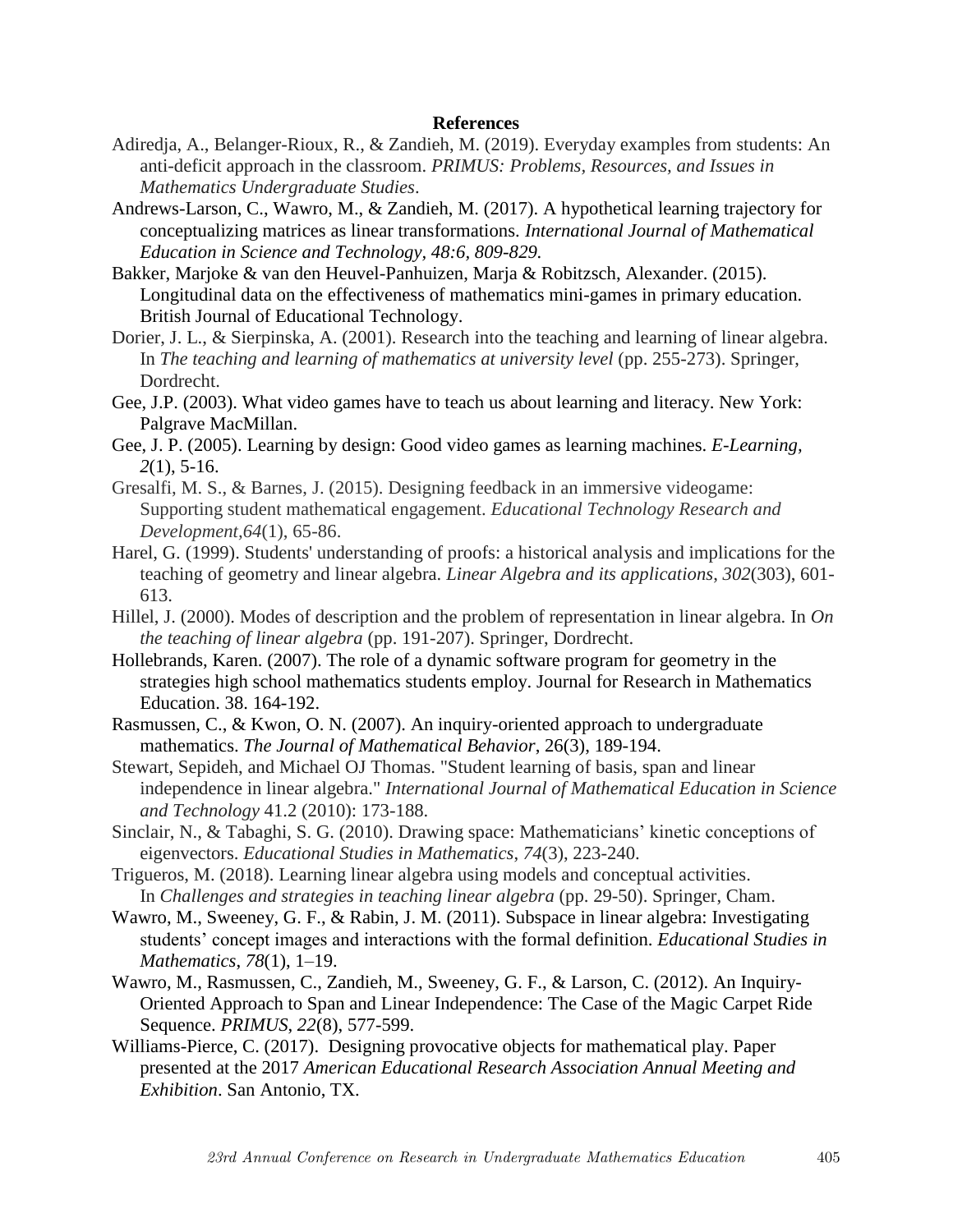## References

Adiredja, A., Belanger-Rioux, R., & Zandieh, M. (2019). Everyday examples from students: An anti-deficit approach in the classroom. *PRIMUS: Problems, Resources, and Issues in Mathematics Undergraduate Studies*.

Andrews-Larson, C., Wawro, M., & Zandieh, M. (2017). A hypothetical learning trajectory for conceptualizing matrices as linear transformations. *International Journal of Mathematical Education in Science and Technology, 48:6, 809-829.*

Bakker, Marjoke & van den Heuvel-Panhuizen, Marja & Robitzsch, Alexander. (2015). Longitudinal data on the effectiveness of mathematics mini-games in primary education. British Journal of Educational Technology.

Dorier, J. L., & Sierpinska, A. (2001). Research into the teaching and learning of linear algebra. In *The teaching and learning of mathematics at university level* (pp. 255-273). Springer, Dordrecht.

Gee, J.P. (2003). What video games have to teach us about learning and literacy. New York: Palgrave MacMillan.

Gee, J. P. (2005). Learning by design: Good video games as learning machines. *E-Learning, 2*(1), 5-16.

Gresalfi, M. S., & Barnes, J. (2015). Designing feedback in an immersive videogame: Supporting student mathematical engagement. *Educational Technology Research and Development*,*64*(1), 65-86.

Harel, G. (1999). Students' understanding of proofs: a historical analysis and implications for the teaching of geometry and linear algebra. *Linear Algebra and its applications*, *302*(303), 601-613.

Hillel, J. (2000). Modes of description and the problem of representation in linear algebra. In *On the teaching of linear algebra* (pp. 191-207). Springer, Dordrecht.

Hollebrands, Karen. (2007). The role of a dynamic software program for geometry in the strategies high school mathematics students employ. Journal for Research in Mathematics Education. 38. 164-192.

Rasmussen, C., & Kwon, O. N. (2007). An inquiry-oriented approach to undergraduate mathematics. *The Journal of Mathematical Behavior*, 26(3), 189-194.

Stewart, Sepideh, and Michael OJ Thomas. "Student learning of basis, span and linear independence in linear algebra." *International Journal of Mathematical Education in Science and Technology* 41.2 (2010): 173-188.

Sinclair, N., & Tabaghi, S. G. (2010). Drawing space: Mathematicians' kinetic conceptions of eigenvectors. *Educational Studies in Mathematics*, *74*(3), 223-240.

Trigueros, M. (2018). Learning linear algebra using models and conceptual activities. In *Challenges and strategies in teaching linear algebra* (pp. 29-50). Springer, Cham.

Wawro, M., Sweeney, G. F., & Rabin, J. M. (2011). Subspace in linear algebra: Investigating students' concept images and interactions with the formal definition. *Educational Studies in Mathematics*, *78*(1), 1–19.

Wawro, M., Rasmussen, C., Zandieh, M., Sweeney, G. F., & Larson, C. (2012). An Inquiry-Oriented Approach to Span and Linear Independence: The Case of the Magic Carpet Ride Sequence. *PRIMUS*, *22*(8), 577-599.

Williams-Pierce, C. (2017). Designing provocative objects for mathematical play. Paper presented at the 2017 *American Educational Research Association Annual Meeting and Exhibition*. San Antonio, TX.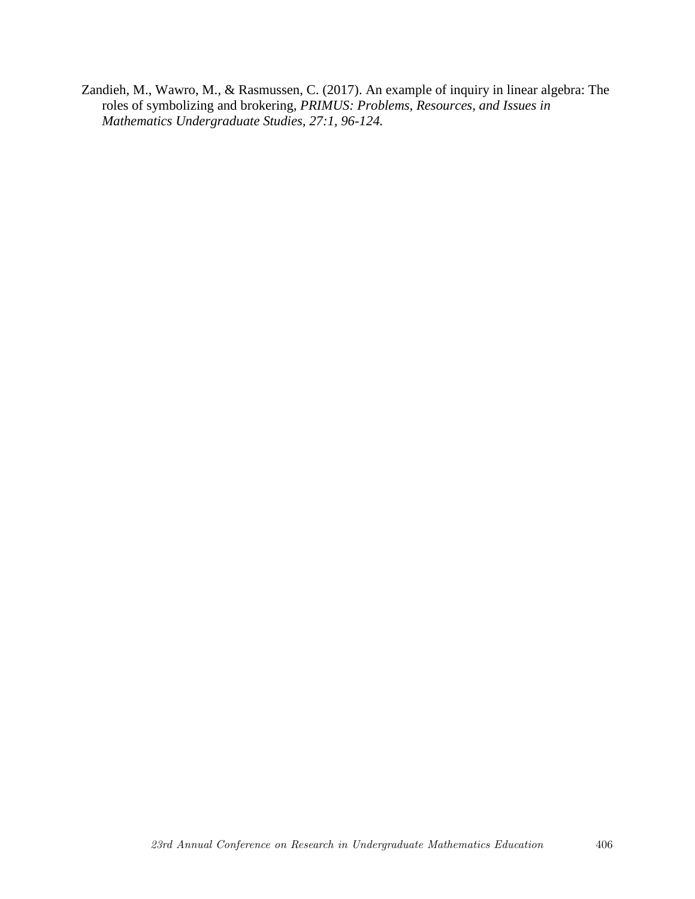Zandieh, M., Wawro, M., & Rasmussen, C. (2017). An example of inquiry in linear algebra: The roles of symbolizing and brokering, *PRIMUS: Problems, Resources, and Issues in Mathematics Undergraduate Studies, 27:1, 96-124.*